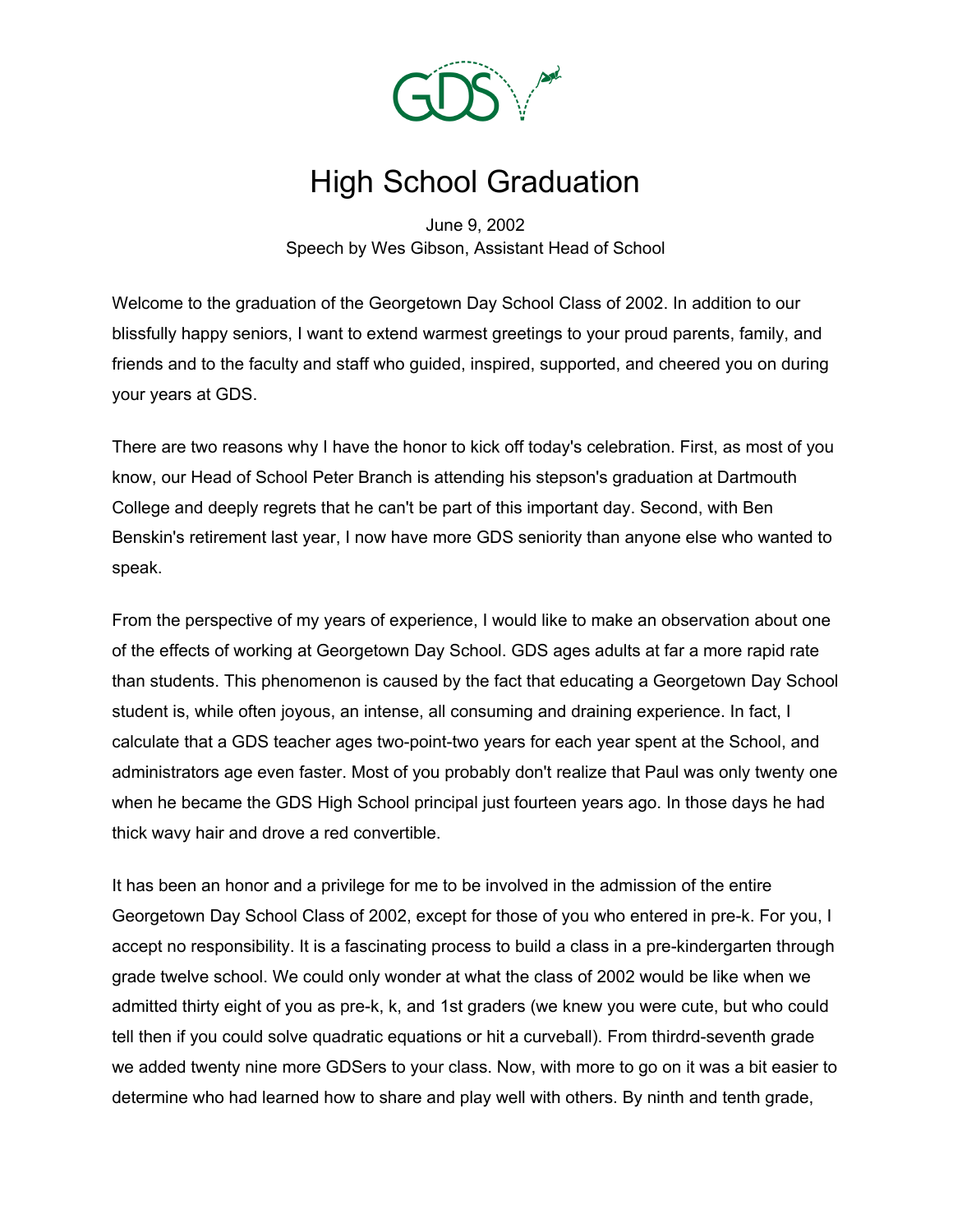# High School Graduation

June 9, 2002
Speech by Wes Gibson, Assistant Head of School

Welcome to the graduation of the Georgetown Day School Class of 2002. In addition to our blissfully happy seniors, I want to extend warmest greetings to your proud parents, family, and friends and to the faculty and staff who guided, inspired, supported, and cheered you on during your years at GDS.

There are two reasons why I have the honor to kick off today's celebration. First, as most of you know, our Head of School Peter Branch is attending his stepson's graduation at Dartmouth College and deeply regrets that he can't be part of this important day. Second, with Ben Benskin's retirement last year, I now have more GDS seniority than anyone else who wanted to speak.

From the perspective of my years of experience, I would like to make an observation about one of the effects of working at Georgetown Day School. GDS ages adults at far a more rapid rate than students. This phenomenon is caused by the fact that educating a Georgetown Day School student is, while often joyous, an intense, all consuming and draining experience. In fact, I calculate that a GDS teacher ages two-point-two years for each year spent at the School, and administrators age even faster. Most of you probably don't realize that Paul was only twenty one when he became the GDS High School principal just fourteen years ago. In those days he had thick wavy hair and drove a red convertible.

It has been an honor and a privilege for me to be involved in the admission of the entire Georgetown Day School Class of 2002, except for those of you who entered in pre-k. For you, I accept no responsibility. It is a fascinating process to build a class in a pre-kindergarten through grade twelve school. We could only wonder at what the class of 2002 would be like when we admitted thirty eight of you as pre-k, k, and 1st graders (we knew you were cute, but who could tell then if you could solve quadratic equations or hit a curveball). From thirdrd-seventh grade we added twenty nine more GDSers to your class. Now, with more to go on it was a bit easier to determine who had learned how to share and play well with others. By ninth and tenth grade,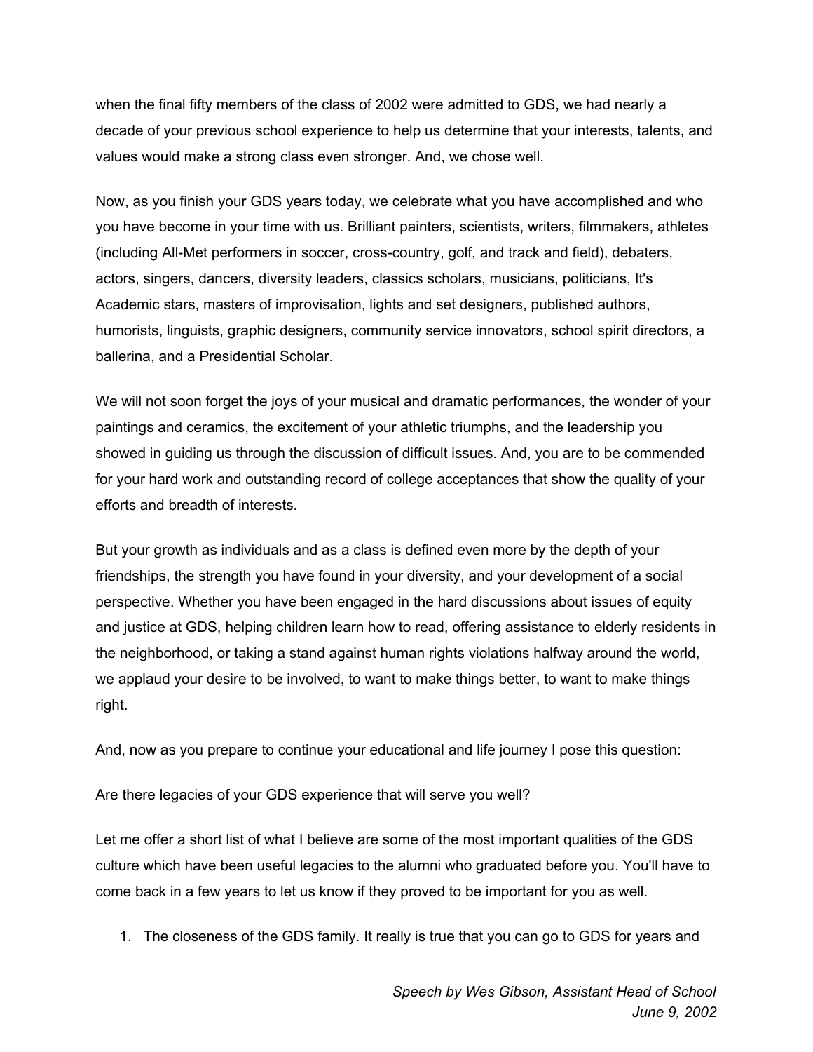when the final fifty members of the class of 2002 were admitted to GDS, we had nearly a decade of your previous school experience to help us determine that your interests, talents, and values would make a strong class even stronger. And, we chose well.

Now, as you finish your GDS years today, we celebrate what you have accomplished and who you have become in your time with us. Brilliant painters, scientists, writers, filmmakers, athletes (including All-Met performers in soccer, cross-country, golf, and track and field), debaters, actors, singers, dancers, diversity leaders, classics scholars, musicians, politicians, It's Academic stars, masters of improvisation, lights and set designers, published authors, humorists, linguists, graphic designers, community service innovators, school spirit directors, a ballerina, and a Presidential Scholar.

We will not soon forget the joys of your musical and dramatic performances, the wonder of your paintings and ceramics, the excitement of your athletic triumphs, and the leadership you showed in guiding us through the discussion of difficult issues. And, you are to be commended for your hard work and outstanding record of college acceptances that show the quality of your efforts and breadth of interests.

But your growth as individuals and as a class is defined even more by the depth of your friendships, the strength you have found in your diversity, and your development of a social perspective. Whether you have been engaged in the hard discussions about issues of equity and justice at GDS, helping children learn how to read, offering assistance to elderly residents in the neighborhood, or taking a stand against human rights violations halfway around the world, we applaud your desire to be involved, to want to make things better, to want to make things right.

And, now as you prepare to continue your educational and life journey I pose this question:

Are there legacies of your GDS experience that will serve you well?

Let me offer a short list of what I believe are some of the most important qualities of the GDS culture which have been useful legacies to the alumni who graduated before you. You'll have to come back in a few years to let us know if they proved to be important for you as well.

1. The closeness of the GDS family. It really is true that you can go to GDS for years and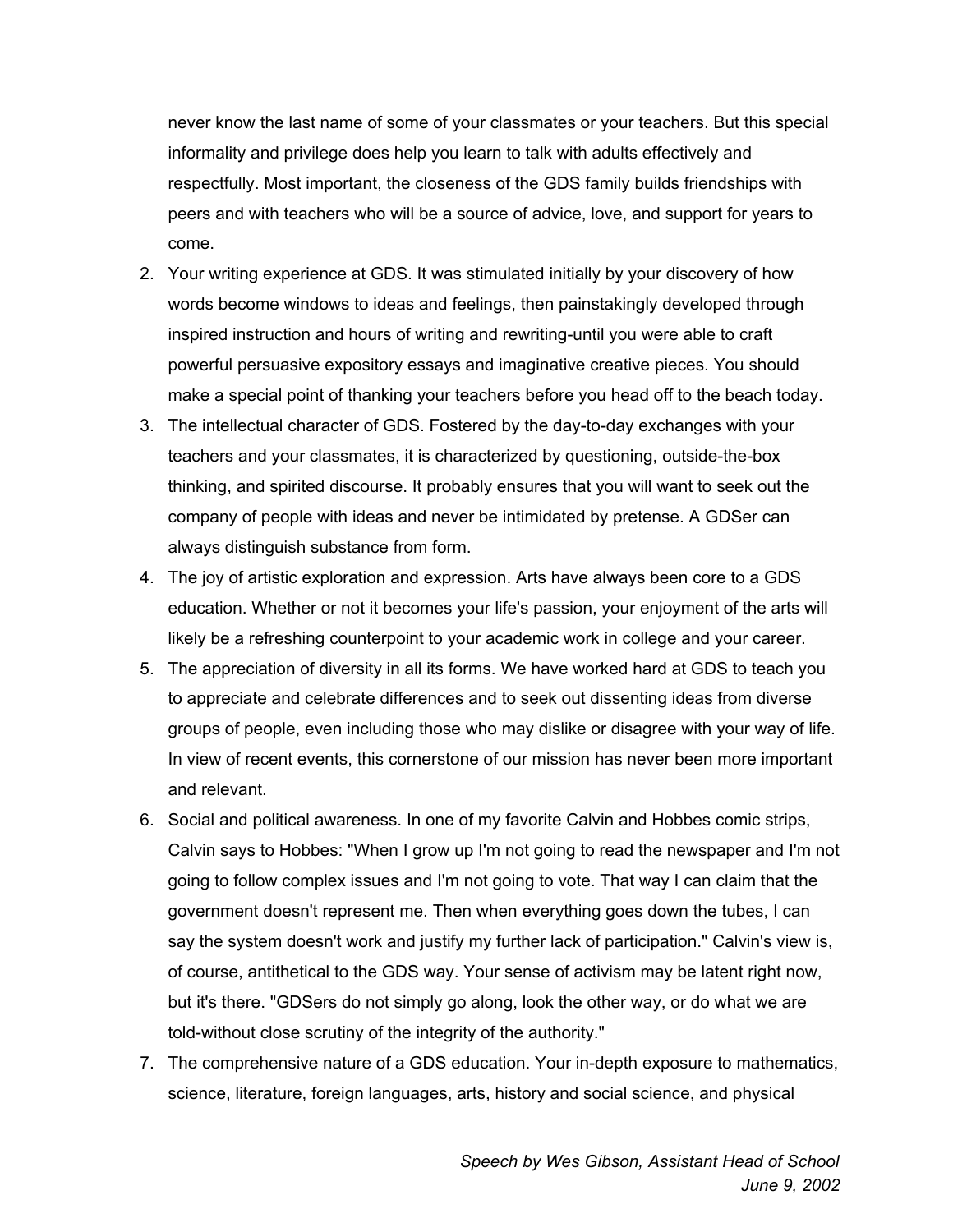never know the last name of some of your classmates or your teachers. But this special informality and privilege does help you learn to talk with adults effectively and respectfully. Most important, the closeness of the GDS family builds friendships with peers and with teachers who will be a source of advice, love, and support for years to come.

2. Your writing experience at GDS. It was stimulated initially by your discovery of how words become windows to ideas and feelings, then painstakingly developed through inspired instruction and hours of writing and rewriting-until you were able to craft powerful persuasive expository essays and imaginative creative pieces. You should make a special point of thanking your teachers before you head off to the beach today.
3. The intellectual character of GDS. Fostered by the day-to-day exchanges with your teachers and your classmates, it is characterized by questioning, outside-the-box thinking, and spirited discourse. It probably ensures that you will want to seek out the company of people with ideas and never be intimidated by pretense. A GDSer can always distinguish substance from form.
4. The joy of artistic exploration and expression. Arts have always been core to a GDS education. Whether or not it becomes your life's passion, your enjoyment of the arts will likely be a refreshing counterpoint to your academic work in college and your career.
5. The appreciation of diversity in all its forms. We have worked hard at GDS to teach you to appreciate and celebrate differences and to seek out dissenting ideas from diverse groups of people, even including those who may dislike or disagree with your way of life. In view of recent events, this cornerstone of our mission has never been more important and relevant.
6. Social and political awareness. In one of my favorite Calvin and Hobbes comic strips, Calvin says to Hobbes: "When I grow up I'm not going to read the newspaper and I'm not going to follow complex issues and I'm not going to vote. That way I can claim that the government doesn't represent me. Then when everything goes down the tubes, I can say the system doesn't work and justify my further lack of participation." Calvin's view is, of course, antithetical to the GDS way. Your sense of activism may be latent right now, but it's there. "GDSers do not simply go along, look the other way, or do what we are told-without close scrutiny of the integrity of the authority."
7. The comprehensive nature of a GDS education. Your in-depth exposure to mathematics, science, literature, foreign languages, arts, history and social science, and physical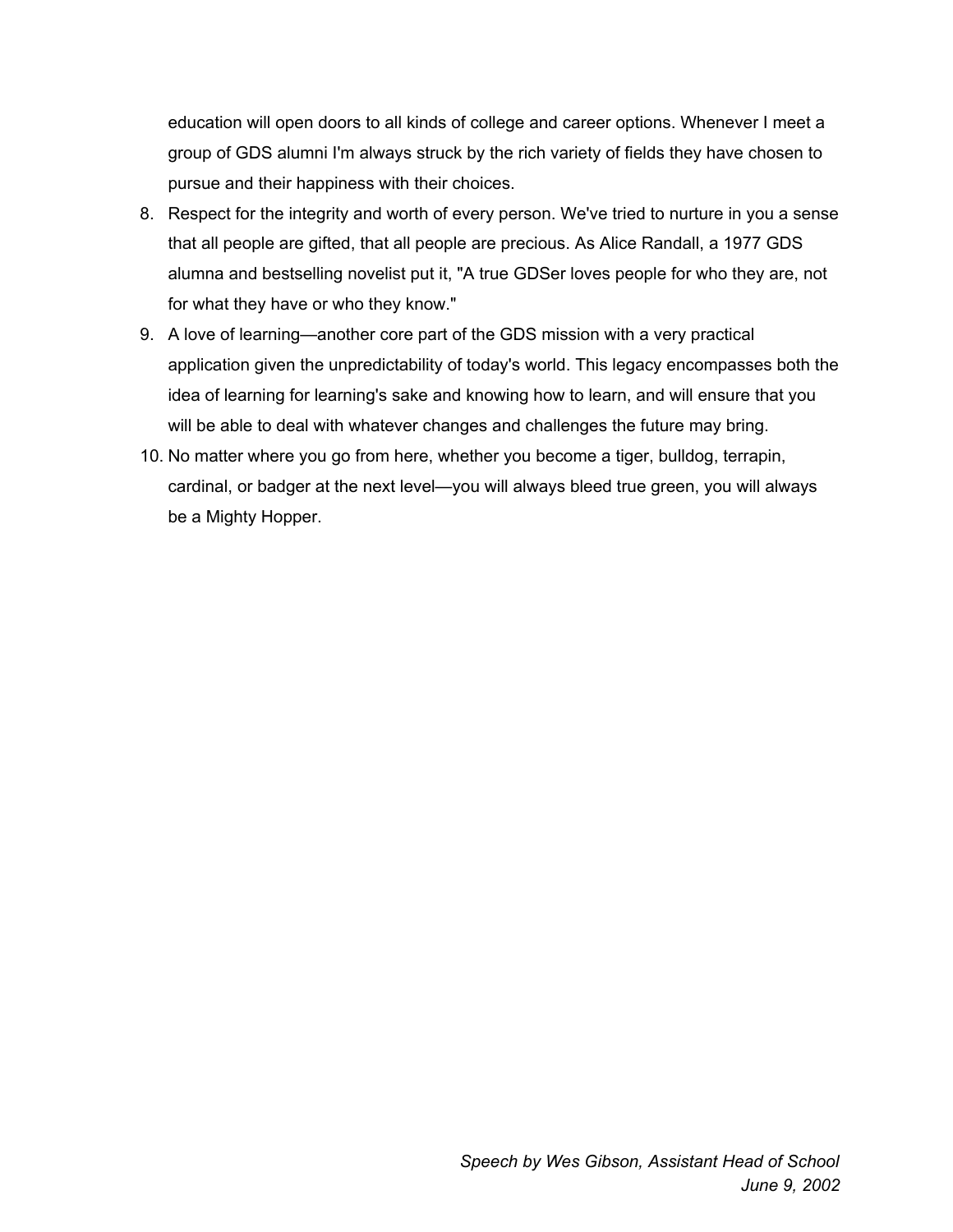education will open doors to all kinds of college and career options. Whenever I meet a group of GDS alumni I'm always struck by the rich variety of fields they have chosen to pursue and their happiness with their choices.

8. Respect for the integrity and worth of every person. We've tried to nurture in you a sense that all people are gifted, that all people are precious. As Alice Randall, a 1977 GDS alumna and bestselling novelist put it, "A true GDSer loves people for who they are, not for what they have or who they know."
9. A love of learning—another core part of the GDS mission with a very practical application given the unpredictability of today's world. This legacy encompasses both the idea of learning for learning's sake and knowing how to learn, and will ensure that you will be able to deal with whatever changes and challenges the future may bring.
10. No matter where you go from here, whether you become a tiger, bulldog, terrapin, cardinal, or badger at the next level—you will always bleed true green, you will always be a Mighty Hopper.

*Speech by Wes Gibson, Assistant Head of School*
*June 9, 2002*